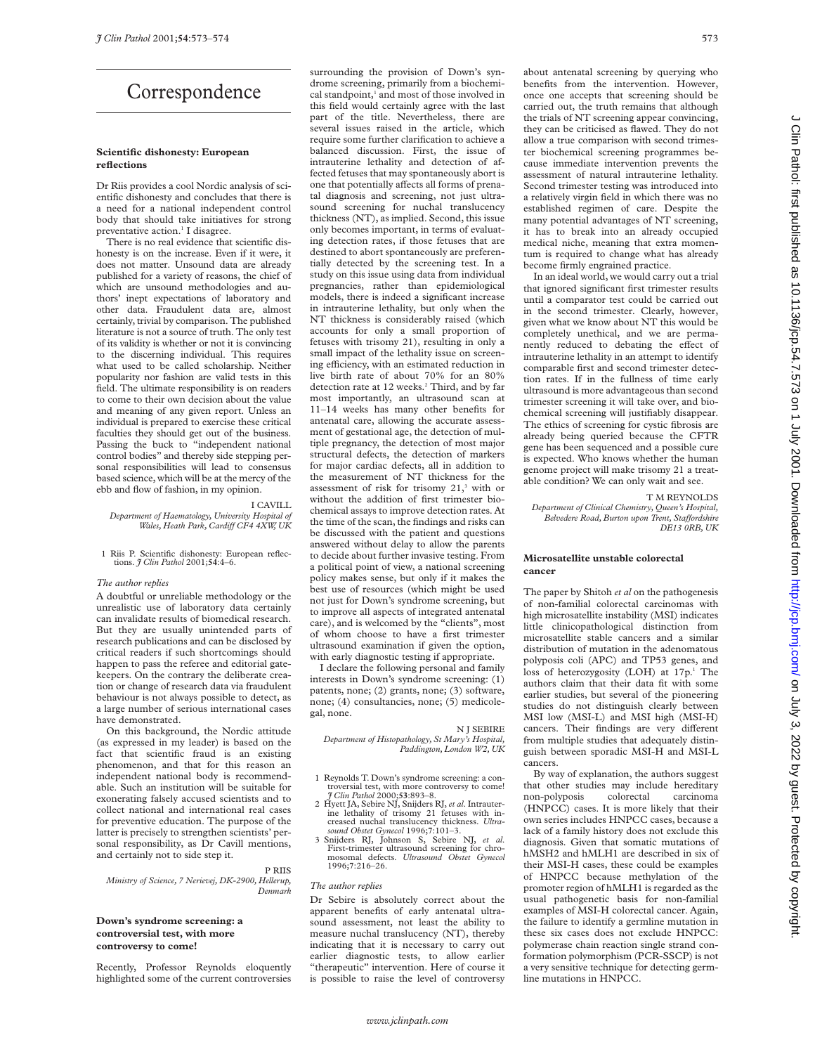# Correspondence

## Scientific dishonesty: European reflections

Dr Riis provides a cool Nordic analysis of scientific dishonesty and concludes that there is a need for a national independent control body that should take initiatives for strong preventative action.[1] I disagree.

There is no real evidence that scientific dishonesty is on the increase. Even if it were, it does not matter. Unsound data are already published for a variety of reasons, the chief of which are unsound methodologies and authors' inept expectations of laboratory and other data. Fraudulent data are, almost certainly, trivial by comparison. The published literature is not a source of truth. The only test of its validity is whether or not it is convincing to the discerning individual. This requires what used to be called scholarship. Neither popularity nor fashion are valid tests in this field. The ultimate responsibility is on readers to come to their own decision about the value and meaning of any given report. Unless an individual is prepared to exercise these critical faculties they should get out of the business. Passing the buck to "independent national control bodies" and thereby side stepping personal responsibilities will lead to consensus based science, which will be at the mercy of the ebb and flow of fashion, in my opinion.

I CAVILL
*Department of Haematology, University Hospital of Wales, Heath Park, Cardiff CF4 4XW, UK*

1 Riis P. Scientific dishonesty: European reflections. *J Clin Pathol* 2001;**54**:4–6.

*The author replies*

A doubtful or unreliable methodology or the unrealistic use of laboratory data certainly can invalidate results of biomedical research. But they are usually unintended parts of research publications and can be disclosed by critical readers if such shortcomings should happen to pass the referee and editorial gatekeepers. On the contrary the deliberate creation or change of research data via fraudulent behaviour is not always possible to detect, as a large number of serious international cases have demonstrated.

On this background, the Nordic attitude (as expressed in my leader) is based on the fact that scientific fraud is an existing phenomenon, and that for this reason an independent national body is recommendable. Such an institution will be suitable for exonerating falsely accused scientists and to collect national and international real cases for preventive education. The purpose of the latter is precisely to strengthen scientists' personal responsibility, as Dr Cavill mentions, and certainly not to side step it.

P RIIS
*Ministry of Science, 7 Nerievej, DK-2900, Hellerup, Denmark*

## Down's syndrome screening: a controversial test, with more controversy to come!

Recently, Professor Reynolds eloquently highlighted some of the current controversies surrounding the provision of Down's syndrome screening, primarily from a biochemical standpoint,[1] and most of those involved in this field would certainly agree with the last part of the title. Nevertheless, there are several issues raised in the article, which require some further clarification to achieve a balanced discussion. First, the issue of intrauterine lethality and detection of affected fetuses that may spontaneously abort is one that potentially affects all forms of prenatal diagnosis and screening, not just ultrasound screening for nuchal translucency thickness (NT), as implied. Second, this issue only becomes important, in terms of evaluating detection rates, if those fetuses that are destined to abort spontaneously are preferentially detected by the screening test. In a study on this issue using data from individual pregnancies, rather than epidemiological models, there is indeed a significant increase in intrauterine lethality, but only when the NT thickness is considerably raised (which accounts for only a small proportion of fetuses with trisomy 21), resulting in only a small impact of the lethality issue on screening efficiency, with an estimated reduction in live birth rate of about 70% for an 80% detection rate at 12 weeks.[2] Third, and by far most importantly, an ultrasound scan at 11–14 weeks has many other benefits for antenatal care, allowing the accurate assessment of gestational age, the detection of multiple pregnancy, the detection of most major structural defects, the detection of markers for major cardiac defects, all in addition to the measurement of NT thickness for the assessment of risk for trisomy 21,[3] with or without the addition of first trimester biochemical assays to improve detection rates. At the time of the scan, the findings and risks can be discussed with the patient and questions answered without delay to allow the parents to decide about further invasive testing. From a political point of view, a national screening policy makes sense, but only if it makes the best use of resources (which might be used not just for Down's syndrome screening, but to improve all aspects of integrated antenatal care), and is welcomed by the "clients", most of whom choose to have a first trimester ultrasound examination if given the option, with early diagnostic testing if appropriate.

I declare the following personal and family interests in Down's syndrome screening: (1) patents, none; (2) grants, none; (3) software, none; (4) consultancies, none; (5) medicolegal, none.

N J SEBIRE
*Department of Histopathology, St Mary's Hospital, Paddington, London W2, UK*

1 Reynolds T. Down's syndrome screening: a controversial test, with more controversy to come! *J Clin Pathol* 2000;**53**:893–8.
2 Hyett JA, Sebire NJ, Snijders RJ, *et al*. Intrauterine lethality of trisomy 21 fetuses with increased nuchal translucency thickness. *Ultrasound Obstet Gynecol* 1996;**7**:101–3.
3 Snijders RJ, Johnson S, Sebire NJ, *et al*. First-trimester ultrasound screening for chromosomal defects. *Ultrasound Obstet Gynecol* 1996;**7**:216–26.

*The author replies*

Dr Sebire is absolutely correct about the apparent benefits of early antenatal ultrasound assessment, not least the ability to measure nuchal translucency (NT), thereby indicating that it is necessary to carry out earlier diagnostic tests, to allow earlier "therapeutic" intervention. Here of course it is possible to raise the level of controversy about antenatal screening by querying who benefits from the intervention. However, once one accepts that screening should be carried out, the truth remains that although the trials of NT screening appear convincing, they can be criticised as flawed. They do not allow a true comparison with second trimester biochemical screening programmes because immediate intervention prevents the assessment of natural intrauterine lethality. Second trimester testing was introduced into a relatively virgin field in which there was no established regimen of care. Despite the many potential advantages of NT screening, it has to break into an already occupied medical niche, meaning that extra momentum is required to change what has already become firmly engrained practice.

In an ideal world, we would carry out a trial that ignored significant first trimester results until a comparator test could be carried out in the second trimester. Clearly, however, given what we know about NT this would be completely unethical, and we are permanently reduced to debating the effect of intrauterine lethality in an attempt to identify comparable first and second trimester detection rates. If in the fullness of time early ultrasound is more advantageous than second trimester screening it will take over, and biochemical screening will justifiably disappear. The ethics of screening for cystic fibrosis are already being queried because the CFTR gene has been sequenced and a possible cure is expected. Who knows whether the human genome project will make trisomy 21 a treatable condition? We can only wait and see.

T M REYNOLDS
*Department of Clinical Chemistry, Queen's Hospital, Belvedere Road, Burton upon Trent, Staffordshire DE13 0RB, UK*

## Microsatellite unstable colorectal cancer

The paper by Shitoh *et al* on the pathogenesis of non-familial colorectal carcinomas with high microsatellite instability (MSI) indicates little clinicopathological distinction from microsatellite stable cancers and a similar distribution of mutation in the adenomatous polyposis coli (APC) and TP53 genes, and loss of heterozygosity (LOH) at 17p.[1] The authors claim that their data fit with some earlier studies, but several of the pioneering studies do not distinguish clearly between MSI low (MSI-L) and MSI high (MSI-H) cancers. Their findings are very different from multiple studies that adequately distinguish between sporadic MSI-H and MSI-L cancers.

By way of explanation, the authors suggest that other studies may include hereditary non-polyposis colorectal carcinoma (HNPCC) cases. It is more likely that their own series includes HNPCC cases, because a lack of a family history does not exclude this diagnosis. Given that somatic mutations of hMSH2 and hMLH1 are described in six of their MSI-H cases, these could be examples of HNPCC because methylation of the promoter region of hMLH1 is regarded as the usual pathogenetic basis for non-familial examples of MSI-H colorectal cancer. Again, the failure to identify a germline mutation in these six cases does not exclude HNPCC: polymerase chain reaction single strand conformation polymorphism (PCR-SSCP) is not a very sensitive technique for detecting germline mutations in HNPCC.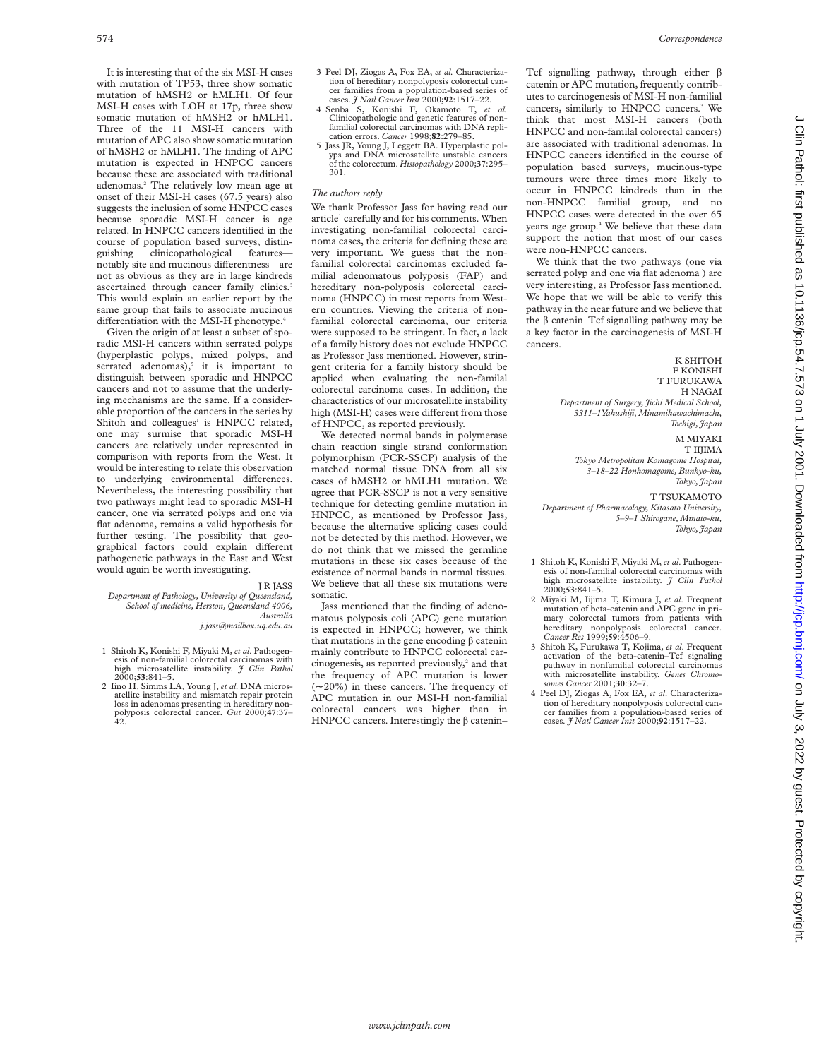It is interesting that of the six MSI-H cases with mutation of TP53, three show somatic mutation of hMSH2 or hMLH1. Of four MSI-H cases with LOH at 17p, three show somatic mutation of hMSH2 or hMLH1. Three of the 11 MSI-H cancers with mutation of APC also show somatic mutation of hMSH2 or hMLH1. The finding of APC mutation is expected in HNPCC cancers because these are associated with traditional adenomas.[2] The relatively low mean age at onset of their MSI-H cases (67.5 years) also suggests the inclusion of some HNPCC cases because sporadic MSI-H cancer is age related. In HNPCC cancers identified in the course of population based surveys, distinguishing clinicopathological features—notably site and mucinous differentness—are not as obvious as they are in large kindreds ascertained through cancer family clinics.[3] This would explain an earlier report by the same group that fails to associate mucinous differentiation with the MSI-H phenotype.[4]

Given the origin of at least a subset of sporadic MSI-H cancers within serrated polyps (hyperplastic polyps, mixed polyps, and serrated adenomas),[5] it is important to distinguish between sporadic and HNPCC cancers and not to assume that the underlying mechanisms are the same. If a considerable proportion of the cancers in the series by Shitoh and colleagues[1] is HNPCC related, one may surmise that sporadic MSI-H cancers are relatively under represented in comparison with reports from the West. It would be interesting to relate this observation to underlying environmental differences. Nevertheless, the interesting possibility that two pathways might lead to sporadic MSI-H cancer, one via serrated polyps and one via flat adenoma, remains a valid hypothesis for further testing. The possibility that geographical factors could explain different pathogenetic pathways in the East and West would again be worth investigating.

J R JASS
*Department of Pathology, University of Queensland, School of medicine, Herston, Queensland 4006, Australia*
*j.jass@mailbox.uq.edu.au*

1 Shitoh K, Konishi F, Miyaki M, *et al*. Pathogenesis of non-familial colorectal carcinomas with high microsatellite instability. *J Clin Pathol* 2000;**53**:841–5.
2 Iino H, Simms LA, Young J, *et al*. DNA microsatellite instability and mismatch repair protein loss in adenomas presenting in hereditary non-polyposis colorectal cancer. *Gut* 2000;**47**:37–42.
3 Peel DJ, Ziogas A, Fox EA, *et al*. Characterization of hereditary nonpolyposis colorectal cancer families from a population-based series of cases. *J Natl Cancer Inst* 2000;**92**:1517–22.
4 Senba S, Konishi F, Okamoto T, *et al*. Clinicopathologic and genetic features of non-familial colorectal carcinomas with DNA replication errors. *Cancer* 1998;**82**:279–85.
5 Jass JR, Young J, Leggett BA. Hyperplastic polyps and DNA microsatellite unstable cancers of the colorectum. *Histopathology* 2000;**37**:295–301.

*The authors reply*

We thank Professor Jass for having read our article[1] carefully and for his comments. When investigating non-familial colorectal carcinoma cases, the criteria for defining these are very important. We guess that the non-familial colorectal carcinomas excluded familial adenomatous polyposis (FAP) and hereditary non-polyposis colorectal carcinoma (HNPCC) in most reports from Western countries. Viewing the criteria of non-familial colorectal carcinoma, our criteria were supposed to be stringent. In fact, a lack of a family history does not exclude HNPCC as Professor Jass mentioned. However, stringent criteria for a family history should be applied when evaluating the non-familal colorectal carcinoma cases. In addition, the characteristics of our microsatellite instability high (MSI-H) cases were different from those of HNPCC, as reported previously.

We detected normal bands in polymerase chain reaction single strand conformation polymorphism (PCR-SSCP) analysis of the matched normal tissue DNA from all six cases of hMSH2 or hMLH1 mutation. We agree that PCR-SSCP is not a very sensitive technique for detecting gemline mutation in HNPCC, as mentioned by Professor Jass, because the alternative splicing cases could not be detected by this method. However, we do not think that we missed the germline mutations in these six cases because of the existence of normal bands in normal tissues. We believe that all these six mutations were somatic.

Jass mentioned that the finding of adenomatous polyposis coli (APC) gene mutation is expected in HNPCC; however, we think that mutations in the gene encoding β catenin mainly contribute to HNPCC colorectal carcinogenesis, as reported previously,[2] and that the frequency of APC mutation is lower (~20%) in these cancers. The frequency of APC mutation in our MSI-H non-familial colorectal cancers was higher than in HNPCC cancers. Interestingly the β catenin–Tcf signalling pathway, through either β catenin or APC mutation, frequently contributes to carcinogenesis of MSI-H non-familial cancers, similarly to HNPCC cancers.[3] We think that most MSI-H cancers (both HNPCC and non-familal colorectal cancers) are associated with traditional adenomas. In HNPCC cancers identified in the course of population based surveys, mucinous-type tumours were three times more likely to occur in HNPCC kindreds than in the non-HNPCC familial group, and no HNPCC cases were detected in the over 65 years age group.[4] We believe that these data support the notion that most of our cases were non-HNPCC cancers.

We think that the two pathways (one via serrated polyp and one via flat adenoma ) are very interesting, as Professor Jass mentioned. We hope that we will be able to verify this pathway in the near future and we believe that the β catenin–Tcf signalling pathway may be a key factor in the carcinogenesis of MSI-H cancers.

K SHITOH
F KONISHI
T FURUKAWA
H NAGAI
*Department of Surgery, Jichi Medical School, 3311–1Yakushiji, Minamikawachimachi, Tochigi, Japan*

M MIYAKI
T IIJIMA
*Tokyo Metropolitan Komagome Hospital, 3–18–22 Honkomagome, Bunkyo-ku, Tokyo, Japan*

T TSUKAMOTO
*Department of Pharmacology, Kitasato University, 5–9–1 Shirogane, Minato-ku, Tokyo, Japan*

1 Shitoh K, Konishi F, Miyaki M, *et al*. Pathogenesis of non-familial colorectal carcinomas with high microsatellite instability. *J Clin Pathol* 2000;**53**:841–5.
2 Miyaki M, Iijima T, Kimura J, *et al*. Frequent mutation of beta-catenin and APC gene in primary colorectal tumors from patients with hereditary nonpolyposis colorectal cancer. *Cancer Res* 1999;**59**:4506–9.
3 Shitoh K, Furukawa T, Kojima, *et al*. Frequent activation of the beta-catenin–Tcf signaling pathway in nonfamilial colorectal carcinomas with microsatellite instability. *Genes Chromosomes Cancer* 2001;**30**:32–7.
4 Peel DJ, Ziogas A, Fox EA, *et al*. Characterization of hereditary nonpolyposis colorectal cancer families from a population-based series of cases. *J Natl Cancer Inst* 2000;**92**:1517–22.